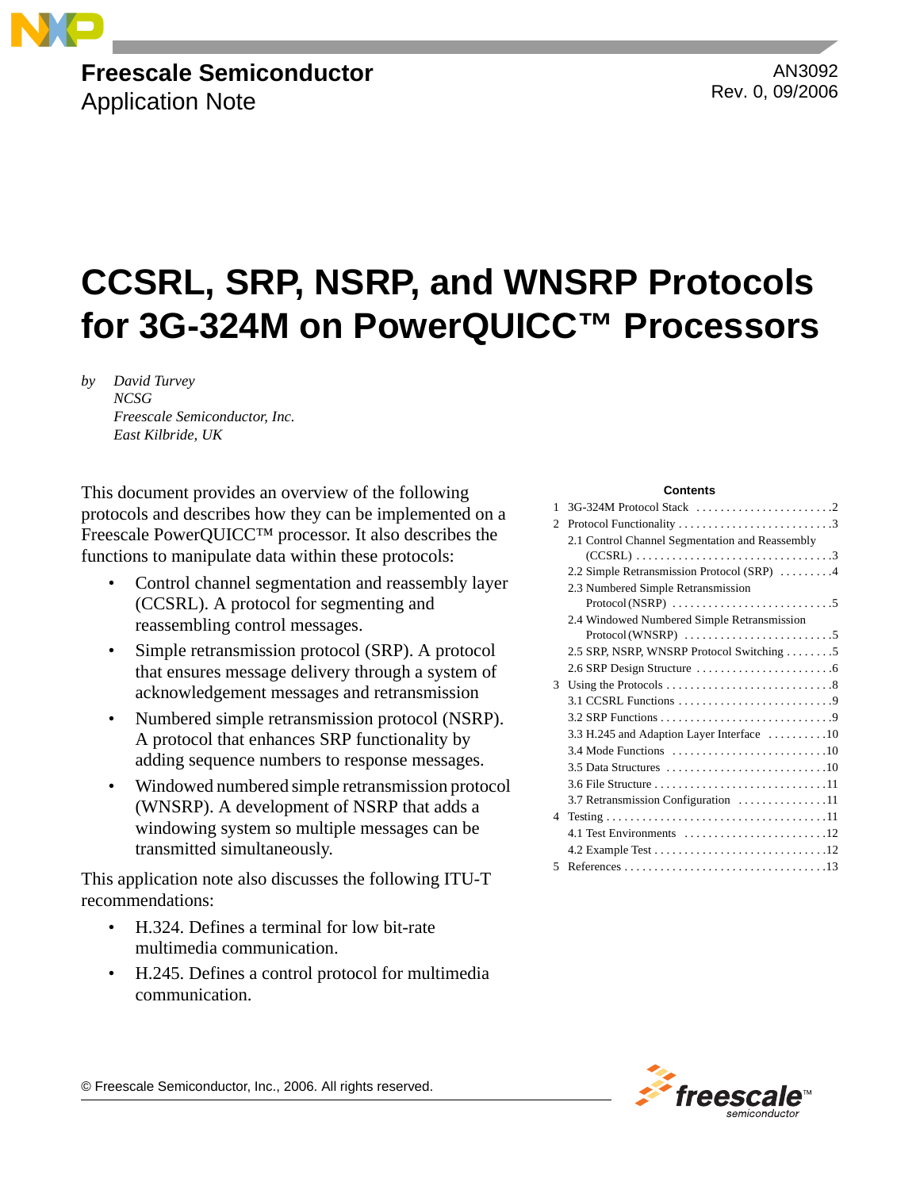**Freescale Semiconductor**
Application Note

AN3092
Rev. 0, 09/2006

# CCSRL, SRP, NSRP, and WNSRP Protocols for 3G-324M on PowerQUICC™ Processors

*by David Turvey*
*NCSG*
*Freescale Semiconductor, Inc.*
*East Kilbride, UK*

This document provides an overview of the following protocols and describes how they can be implemented on a Freescale PowerQUICC™ processor. It also describes the functions to manipulate data within these protocols:

- Control channel segmentation and reassembly layer (CCSRL). A protocol for segmenting and reassembling control messages.
- Simple retransmission protocol (SRP). A protocol that ensures message delivery through a system of acknowledgement messages and retransmission.
- Numbered simple retransmission protocol (NSRP). A protocol that enhances SRP functionality by adding sequence numbers to response messages.
- Windowed numbered simple retransmission protocol (WNSRP). A development of NSRP that adds a windowing system so multiple messages can be transmitted simultaneously.

This application note also discusses the following ITU-T recommendations:

- H.324. Defines a terminal for low bit-rate multimedia communication.
- H.245. Defines a control protocol for multimedia communication.

**Contents**

1 3G-324M Protocol Stack . . . . . . . . . . . . . . . . . . . . . . . 2
2 Protocol Functionality . . . . . . . . . . . . . . . . . . . . . . . . . . 3
  2.1 Control Channel Segmentation and Reassembly (CCSRL) . . . . . . . . . . . . . . . . . . . . . . . . . . . . . . . . 3
  2.2 Simple Retransmission Protocol (SRP) . . . . . . . . . 4
  2.3 Numbered Simple Retransmission Protocol (NSRP) . . . . . . . . . . . . . . . . . . . . . . . . . . 5
  2.4 Windowed Numbered Simple Retransmission Protocol (WNSRP) . . . . . . . . . . . . . . . . . . . . . . . . . 5
  2.5 SRP, NSRP, WNSRP Protocol Switching . . . . . . . . 5
  2.6 SRP Design Structure . . . . . . . . . . . . . . . . . . . . . . . 6
3 Using the Protocols . . . . . . . . . . . . . . . . . . . . . . . . . . . . 8
  3.1 CCSRL Functions . . . . . . . . . . . . . . . . . . . . . . . . . . 9
  3.2 SRP Functions . . . . . . . . . . . . . . . . . . . . . . . . . . . . . 9
  3.3 H.245 and Adaption Layer Interface . . . . . . . . . . 10
  3.4 Mode Functions . . . . . . . . . . . . . . . . . . . . . . . . . . 10
  3.5 Data Structures . . . . . . . . . . . . . . . . . . . . . . . . . . 10
  3.6 File Structure . . . . . . . . . . . . . . . . . . . . . . . . . . . . 11
  3.7 Retransmission Configuration . . . . . . . . . . . . . . 11
4 Testing . . . . . . . . . . . . . . . . . . . . . . . . . . . . . . . . . . . . 11
  4.1 Test Environments . . . . . . . . . . . . . . . . . . . . . . . . 12
  4.2 Example Test . . . . . . . . . . . . . . . . . . . . . . . . . . . . 12
5 References . . . . . . . . . . . . . . . . . . . . . . . . . . . . . . . . . 13

© Freescale Semiconductor, Inc., 2006. All rights reserved.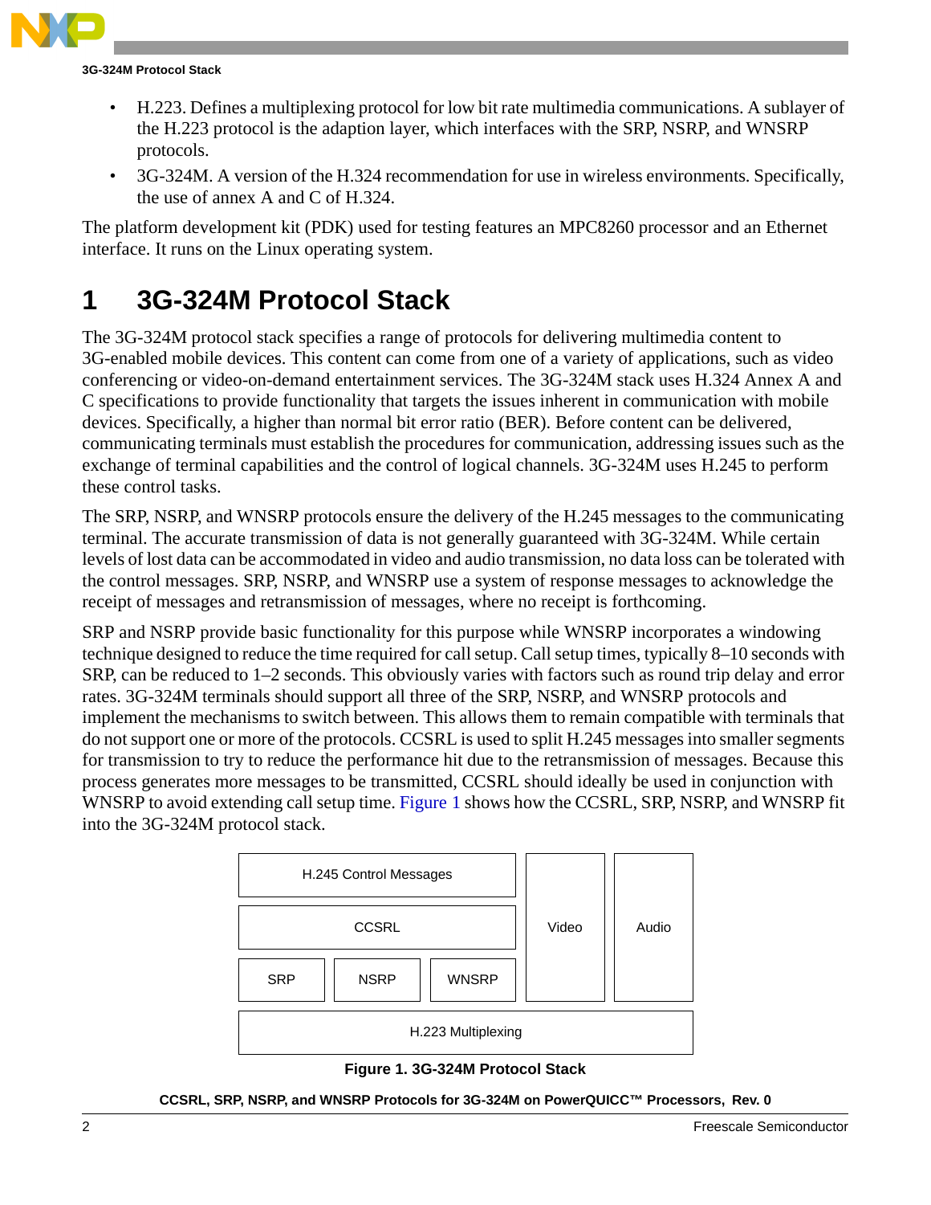- H.223. Defines a multiplexing protocol for low bit rate multimedia communications. A sublayer of the H.223 protocol is the adaption layer, which interfaces with the SRP, NSRP, and WNSRP protocols.
- 3G-324M. A version of the H.324 recommendation for use in wireless environments. Specifically, the use of annex A and C of H.324.

The platform development kit (PDK) used for testing features an MPC8260 processor and an Ethernet interface. It runs on the Linux operating system.

# 1 3G-324M Protocol Stack

The 3G-324M protocol stack specifies a range of protocols for delivering multimedia content to 3G-enabled mobile devices. This content can come from one of a variety of applications, such as video conferencing or video-on-demand entertainment services. The 3G-324M stack uses H.324 Annex A and C specifications to provide functionality that targets the issues inherent in communication with mobile devices. Specifically, a higher than normal bit error ratio (BER). Before content can be delivered, communicating terminals must establish the procedures for communication, addressing issues such as the exchange of terminal capabilities and the control of logical channels. 3G-324M uses H.245 to perform these control tasks.

The SRP, NSRP, and WNSRP protocols ensure the delivery of the H.245 messages to the communicating terminal. The accurate transmission of data is not generally guaranteed with 3G-324M. While certain levels of lost data can be accommodated in video and audio transmission, no data loss can be tolerated with the control messages. SRP, NSRP, and WNSRP use a system of response messages to acknowledge the receipt of messages and retransmission of messages, where no receipt is forthcoming.

SRP and NSRP provide basic functionality for this purpose while WNSRP incorporates a windowing technique designed to reduce the time required for call setup. Call setup times, typically 8–10 seconds with SRP, can be reduced to 1–2 seconds. This obviously varies with factors such as round trip delay and error rates. 3G-324M terminals should support all three of the SRP, NSRP, and WNSRP protocols and implement the mechanisms to switch between. This allows them to remain compatible with terminals that do not support one or more of the protocols. CCSRL is used to split H.245 messages into smaller segments for transmission to try to reduce the performance hit due to the retransmission of messages. Because this process generates more messages to be transmitted, CCSRL should ideally be used in conjunction with WNSRP to avoid extending call setup time. Figure 1 shows how the CCSRL, SRP, NSRP, and WNSRP fit into the 3G-324M protocol stack.

| H.245 Control Messages | | | Video | Audio |
|---|---|---|---|---|
| CCSRL | | | | |
| SRP | NSRP | WNSRP | | |
| H.223 Multiplexing | | | | |

**Figure 1. 3G-324M Protocol Stack**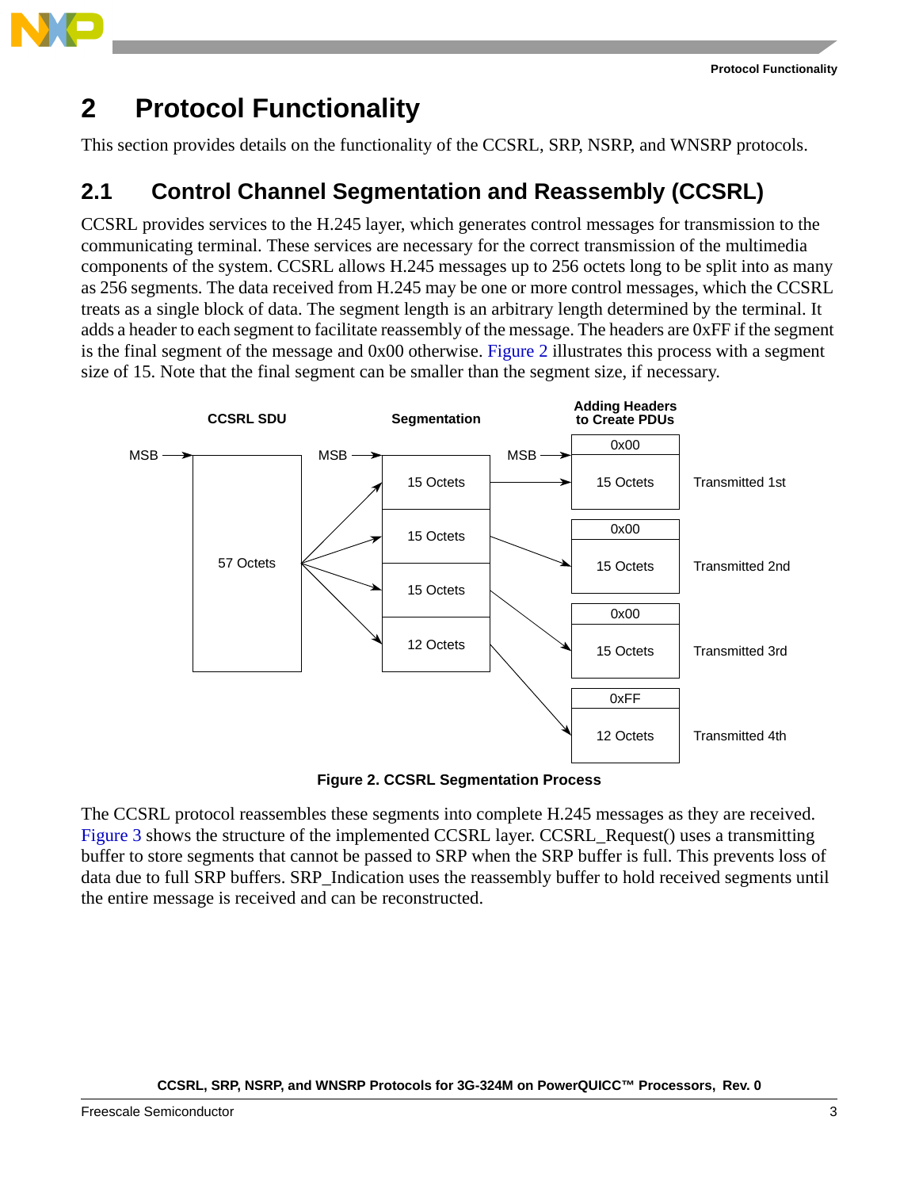# 2 Protocol Functionality

This section provides details on the functionality of the CCSRL, SRP, NSRP, and WNSRP protocols.

## 2.1 Control Channel Segmentation and Reassembly (CCSRL)

CCSRL provides services to the H.245 layer, which generates control messages for transmission to the communicating terminal. These services are necessary for the correct transmission of the multimedia components of the system. CCSRL allows H.245 messages up to 256 octets long to be split into as many as 256 segments. The data received from H.245 may be one or more control messages, which the CCSRL treats as a single block of data. The segment length is an arbitrary length determined by the terminal. It adds a header to each segment to facilitate reassembly of the message. The headers are 0xFF if the segment is the final segment of the message and 0x00 otherwise. Figure 2 illustrates this process with a segment size of 15. Note that the final segment can be smaller than the segment size, if necessary.

| CCSRL SDU | Segmentation | Adding Headers to Create PDUs | |
|---|---|---|---|
| 57 Octets | 15 Octets | 0x00 + 15 Octets | Transmitted 1st |
| | 15 Octets | 0x00 + 15 Octets | Transmitted 2nd |
| | 15 Octets | 0x00 + 15 Octets | Transmitted 3rd |
| | 12 Octets | 0xFF + 12 Octets | Transmitted 4th |

**Figure 2. CCSRL Segmentation Process**

The CCSRL protocol reassembles these segments into complete H.245 messages as they are received. Figure 3 shows the structure of the implemented CCSRL layer. CCSRL_Request() uses a transmitting buffer to store segments that cannot be passed to SRP when the SRP buffer is full. This prevents loss of data due to full SRP buffers. SRP_Indication uses the reassembly buffer to hold received segments until the entire message is received and can be reconstructed.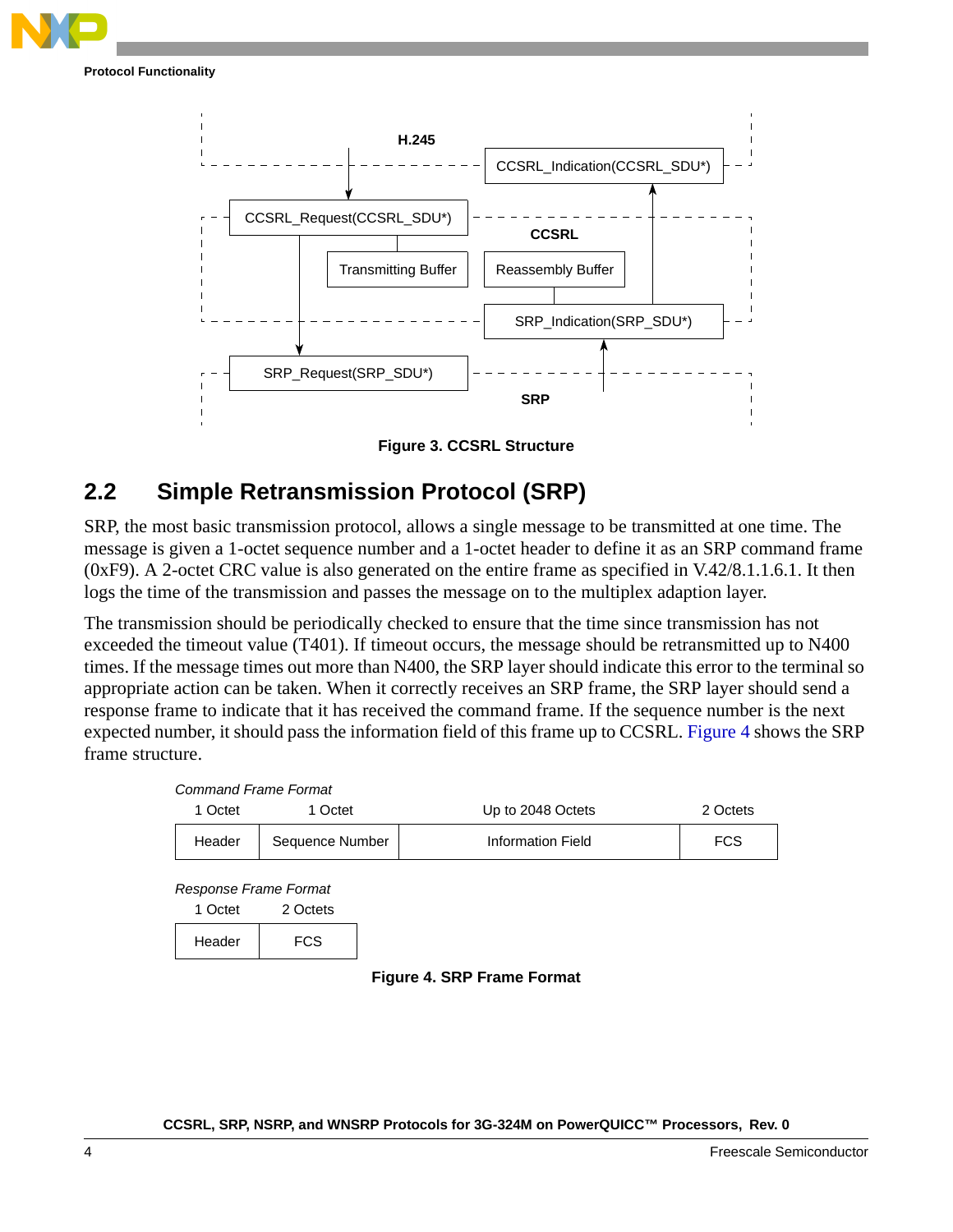H.245

CCSRL_Indication(CCSRL_SDU*)

CCSRL_Request(CCSRL_SDU*)

CCSRL

Transmitting Buffer

Reassembly Buffer

SRP_Indication(SRP_SDU*)

SRP_Request(SRP_SDU*)

SRP

**Figure 3. CCSRL Structure**

## 2.2 Simple Retransmission Protocol (SRP)

SRP, the most basic transmission protocol, allows a single message to be transmitted at one time. The message is given a 1-octet sequence number and a 1-octet header to define it as an SRP command frame (0xF9). A 2-octet CRC value is also generated on the entire frame as specified in V.42/8.1.1.6.1. It then logs the time of the transmission and passes the message on to the multiplex adaption layer.

The transmission should be periodically checked to ensure that the time since transmission has not exceeded the timeout value (T401). If timeout occurs, the message should be retransmitted up to N400 times. If the message times out more than N400, the SRP layer should indicate this error to the terminal so appropriate action can be taken. When it correctly receives an SRP frame, the SRP layer should send a response frame to indicate that it has received the command frame. If the sequence number is the next expected number, it should pass the information field of this frame up to CCSRL. Figure 4 shows the SRP frame structure.

*Command Frame Format*

| 1 Octet | 1 Octet | Up to 2048 Octets | 2 Octets |
|---|---|---|---|
| Header | Sequence Number | Information Field | FCS |

*Response Frame Format*

| 1 Octet | 2 Octets |
|---|---|
| Header | FCS |

**Figure 4. SRP Frame Format**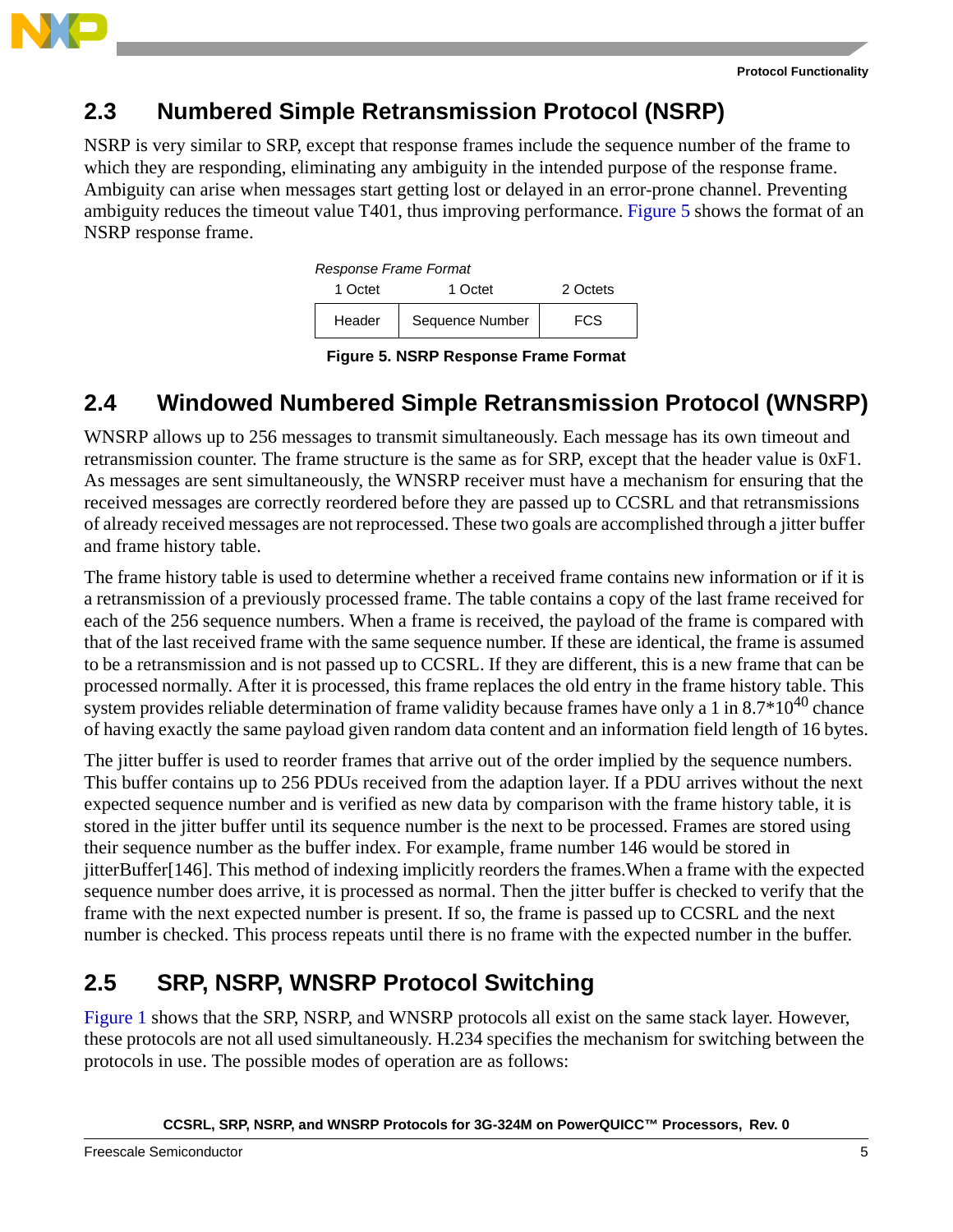## 2.3 Numbered Simple Retransmission Protocol (NSRP)

NSRP is very similar to SRP, except that response frames include the sequence number of the frame to which they are responding, eliminating any ambiguity in the intended purpose of the response frame. Ambiguity can arise when messages start getting lost or delayed in an error-prone channel. Preventing ambiguity reduces the timeout value T401, thus improving performance. Figure 5 shows the format of an NSRP response frame.

*Response Frame Format*

| 1 Octet | 1 Octet | 2 Octets |
|---|---|---|
| Header | Sequence Number | FCS |

**Figure 5. NSRP Response Frame Format**

## 2.4 Windowed Numbered Simple Retransmission Protocol (WNSRP)

WNSRP allows up to 256 messages to transmit simultaneously. Each message has its own timeout and retransmission counter. The frame structure is the same as for SRP, except that the header value is 0xF1. As messages are sent simultaneously, the WNSRP receiver must have a mechanism for ensuring that the received messages are correctly reordered before they are passed up to CCSRL and that retransmissions of already received messages are not reprocessed. These two goals are accomplished through a jitter buffer and frame history table.

The frame history table is used to determine whether a received frame contains new information or if it is a retransmission of a previously processed frame. The table contains a copy of the last frame received for each of the 256 sequence numbers. When a frame is received, the payload of the frame is compared with that of the last received frame with the same sequence number. If these are identical, the frame is assumed to be a retransmission and is not passed up to CCSRL. If they are different, this is a new frame that can be processed normally. After it is processed, this frame replaces the old entry in the frame history table. This system provides reliable determination of frame validity because frames have only a 1 in $8.7*10^{40}$ chance of having exactly the same payload given random data content and an information field length of 16 bytes.

The jitter buffer is used to reorder frames that arrive out of the order implied by the sequence numbers. This buffer contains up to 256 PDUs received from the adaption layer. If a PDU arrives without the next expected sequence number and is verified as new data by comparison with the frame history table, it is stored in the jitter buffer until its sequence number is the next to be processed. Frames are stored using their sequence number as the buffer index. For example, frame number 146 would be stored in jitterBuffer[146]. This method of indexing implicitly reorders the frames.When a frame with the expected sequence number does arrive, it is processed as normal. Then the jitter buffer is checked to verify that the frame with the next expected number is present. If so, the frame is passed up to CCSRL and the next number is checked. This process repeats until there is no frame with the expected number in the buffer.

## 2.5 SRP, NSRP, WNSRP Protocol Switching

Figure 1 shows that the SRP, NSRP, and WNSRP protocols all exist on the same stack layer. However, these protocols are not all used simultaneously. H.234 specifies the mechanism for switching between the protocols in use. The possible modes of operation are as follows: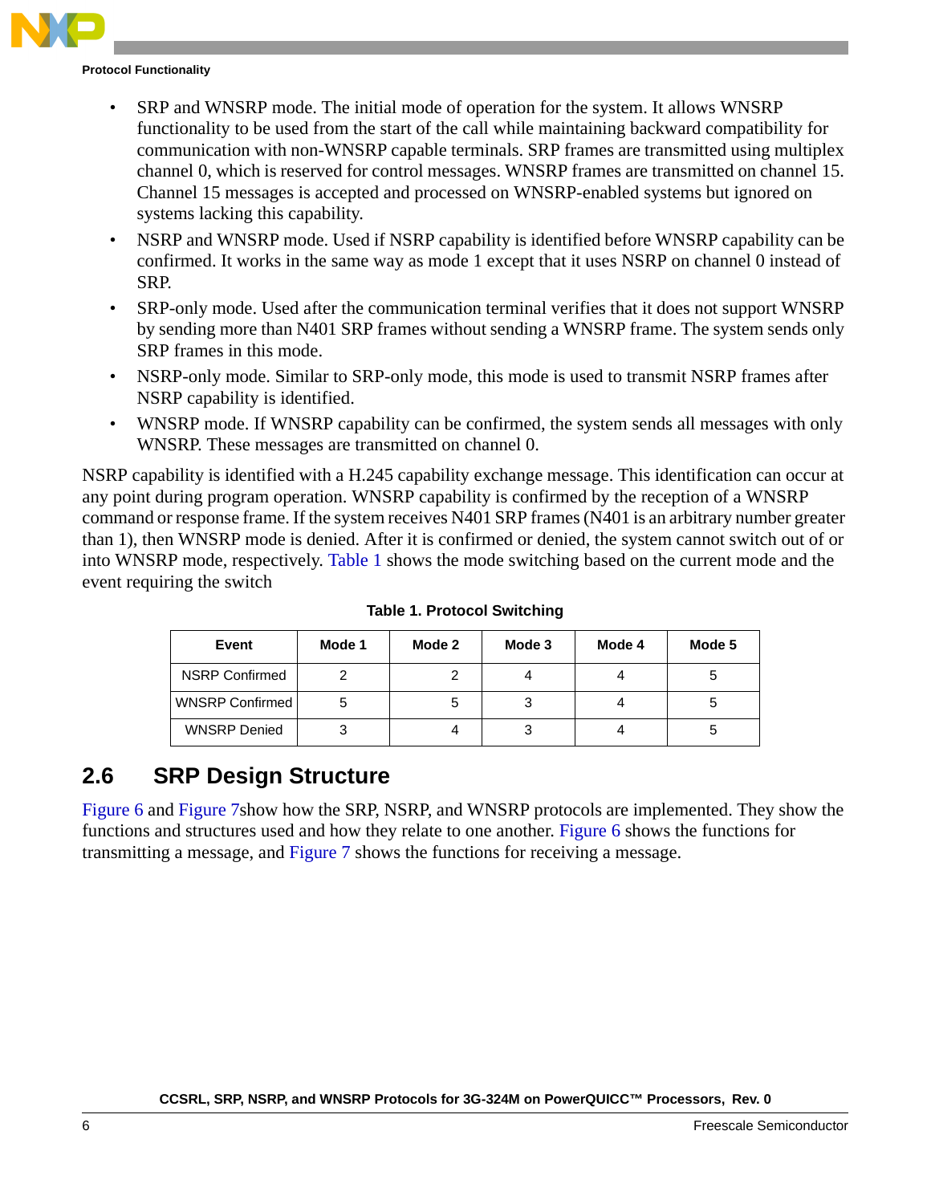- SRP and WNSRP mode. The initial mode of operation for the system. It allows WNSRP functionality to be used from the start of the call while maintaining backward compatibility for communication with non-WNSRP capable terminals. SRP frames are transmitted using multiplex channel 0, which is reserved for control messages. WNSRP frames are transmitted on channel 15. Channel 15 messages is accepted and processed on WNSRP-enabled systems but ignored on systems lacking this capability.
- NSRP and WNSRP mode. Used if NSRP capability is identified before WNSRP capability can be confirmed. It works in the same way as mode 1 except that it uses NSRP on channel 0 instead of SRP.
- SRP-only mode. Used after the communication terminal verifies that it does not support WNSRP by sending more than N401 SRP frames without sending a WNSRP frame. The system sends only SRP frames in this mode.
- NSRP-only mode. Similar to SRP-only mode, this mode is used to transmit NSRP frames after NSRP capability is identified.
- WNSRP mode. If WNSRP capability can be confirmed, the system sends all messages with only WNSRP. These messages are transmitted on channel 0.

NSRP capability is identified with a H.245 capability exchange message. This identification can occur at any point during program operation. WNSRP capability is confirmed by the reception of a WNSRP command or response frame. If the system receives N401 SRP frames (N401 is an arbitrary number greater than 1), then WNSRP mode is denied. After it is confirmed or denied, the system cannot switch out of or into WNSRP mode, respectively. Table 1 shows the mode switching based on the current mode and the event requiring the switch

**Table 1. Protocol Switching**

| Event | Mode 1 | Mode 2 | Mode 3 | Mode 4 | Mode 5 |
|---|---|---|---|---|---|
| NSRP Confirmed | 2 | 2 | 4 | 4 | 5 |
| WNSRP Confirmed | 5 | 5 | 3 | 4 | 5 |
| WNSRP Denied | 3 | 4 | 3 | 4 | 5 |

## 2.6 SRP Design Structure

Figure 6 and Figure 7show how the SRP, NSRP, and WNSRP protocols are implemented. They show the functions and structures used and how they relate to one another. Figure 6 shows the functions for transmitting a message, and Figure 7 shows the functions for receiving a message.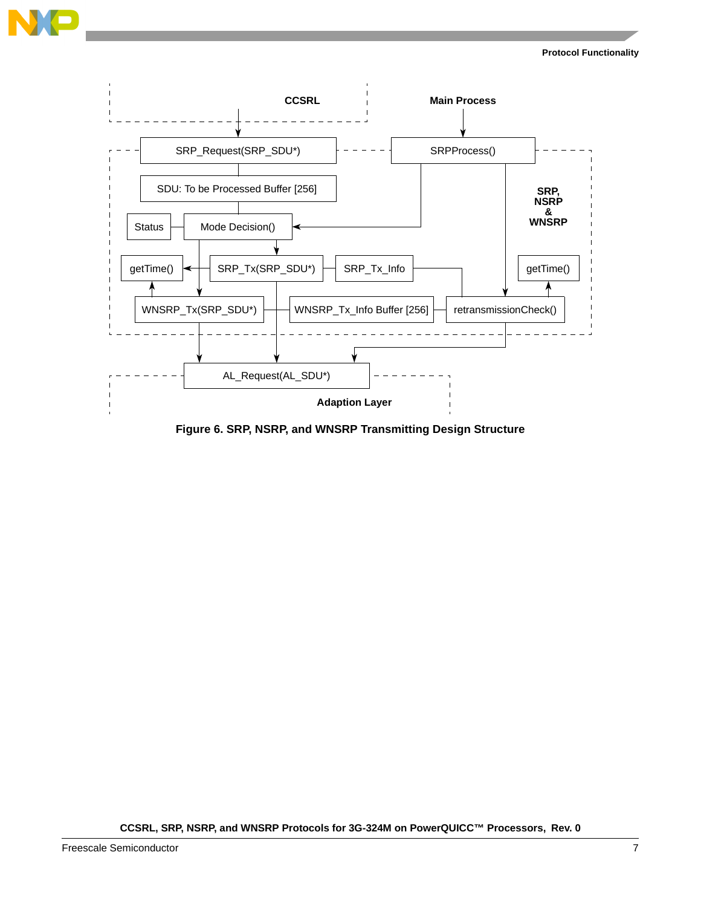Figure 6. SRP, NSRP, and WNSRP Transmitting Design Structure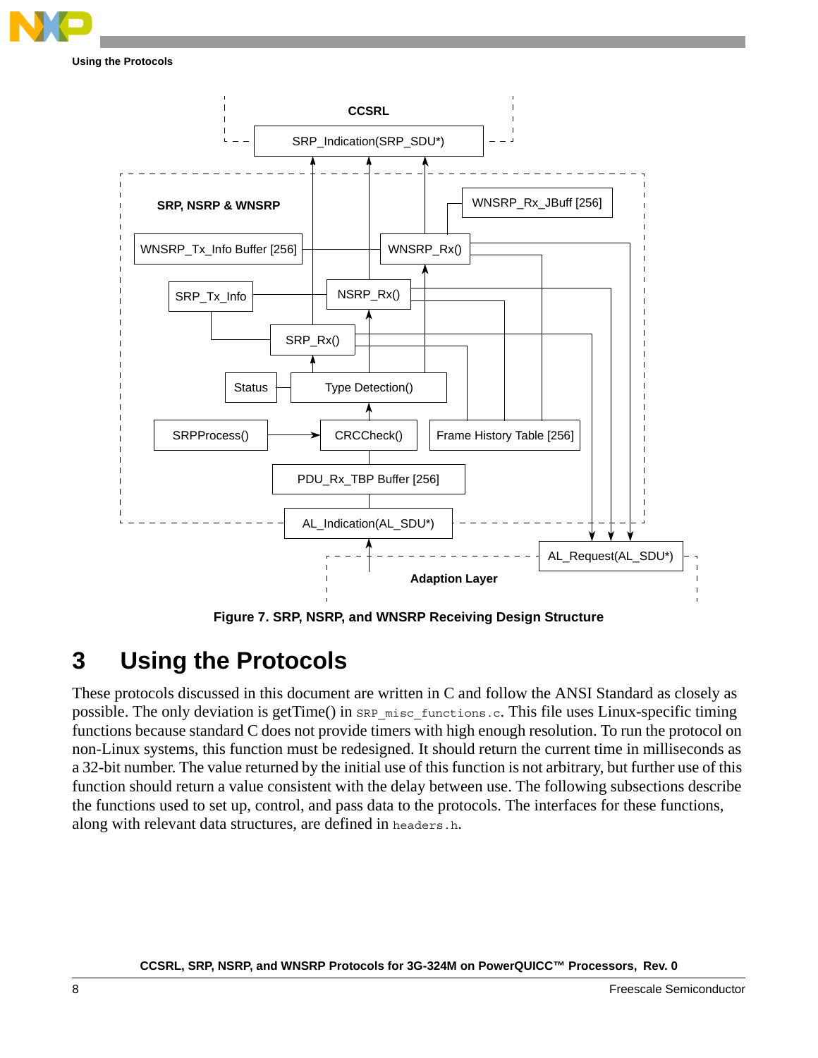CCSRL

SRP_Indication(SRP_SDU*)

SRP, NSRP & WNSRP

WNSRP_Rx_JBuff [256]

WNSRP_Tx_Info Buffer [256]

WNSRP_Rx()

SRP_Tx_Info

NSRP_Rx()

SRP_Rx()

Status

Type Detection()

SRPProcess()

CRCCheck()

Frame History Table [256]

PDU_Rx_TBP Buffer [256]

AL_Indication(AL_SDU*)

AL_Request(AL_SDU*)

Adaption Layer

**Figure 7. SRP, NSRP, and WNSRP Receiving Design Structure**

# 3 Using the Protocols

These protocols discussed in this document are written in C and follow the ANSI Standard as closely as possible. The only deviation is getTime() in `SRP_misc_functions.c`. This file uses Linux-specific timing functions because standard C does not provide timers with high enough resolution. To run the protocol on non-Linux systems, this function must be redesigned. It should return the current time in milliseconds as a 32-bit number. The value returned by the initial use of this function is not arbitrary, but further use of this function should return a value consistent with the delay between use. The following subsections describe the functions used to set up, control, and pass data to the protocols. The interfaces for these functions, along with relevant data structures, are defined in `headers.h`.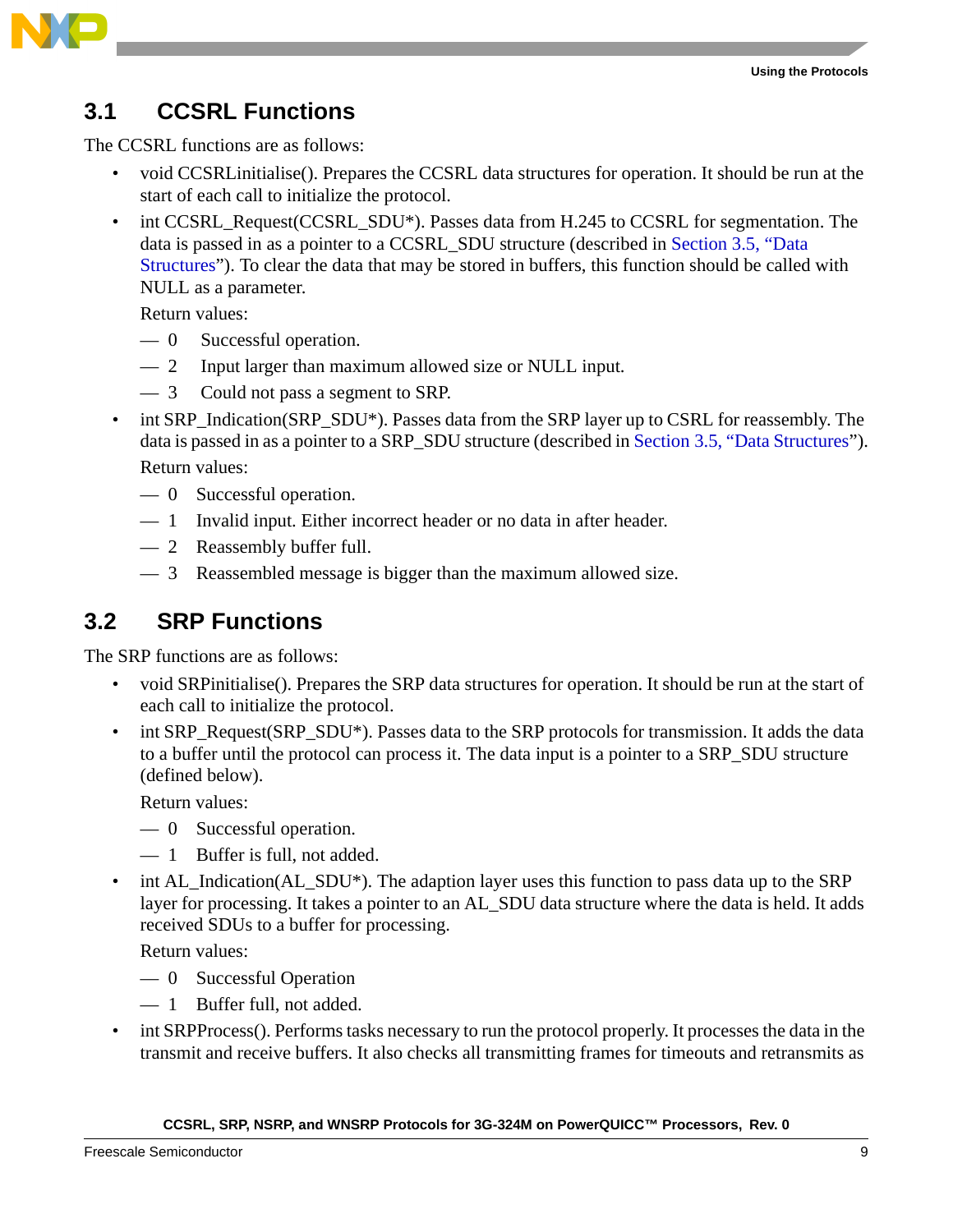## 3.1 CCSRL Functions

The CCSRL functions are as follows:

- void CCSRLinitialise(). Prepares the CCSRL data structures for operation. It should be run at the start of each call to initialize the protocol.
- int CCSRL_Request(CCSRL_SDU*). Passes data from H.245 to CCSRL for segmentation. The data is passed in as a pointer to a CCSRL_SDU structure (described in Section 3.5, "Data Structures"). To clear the data that may be stored in buffers, this function should be called with NULL as a parameter.

  Return values:

  — 0 Successful operation.

  — 2 Input larger than maximum allowed size or NULL input.

  — 3 Could not pass a segment to SRP.

- int SRP_Indication(SRP_SDU*). Passes data from the SRP layer up to CSRL for reassembly. The data is passed in as a pointer to a SRP_SDU structure (described in Section 3.5, "Data Structures").

  Return values:

  — 0 Successful operation.

  — 1 Invalid input. Either incorrect header or no data in after header.

  — 2 Reassembly buffer full.

  — 3 Reassembled message is bigger than the maximum allowed size.

## 3.2 SRP Functions

The SRP functions are as follows:

- void SRPinitialise(). Prepares the SRP data structures for operation. It should be run at the start of each call to initialize the protocol.
- int SRP_Request(SRP_SDU*). Passes data to the SRP protocols for transmission. It adds the data to a buffer until the protocol can process it. The data input is a pointer to a SRP_SDU structure (defined below).

  Return values:

  — 0 Successful operation.

  — 1 Buffer is full, not added.

- int AL_Indication(AL_SDU*). The adaption layer uses this function to pass data up to the SRP layer for processing. It takes a pointer to an AL_SDU data structure where the data is held. It adds received SDUs to a buffer for processing.

  Return values:

  — 0 Successful Operation

  — 1 Buffer full, not added.

- int SRPProcess(). Performs tasks necessary to run the protocol properly. It processes the data in the transmit and receive buffers. It also checks all transmitting frames for timeouts and retransmits as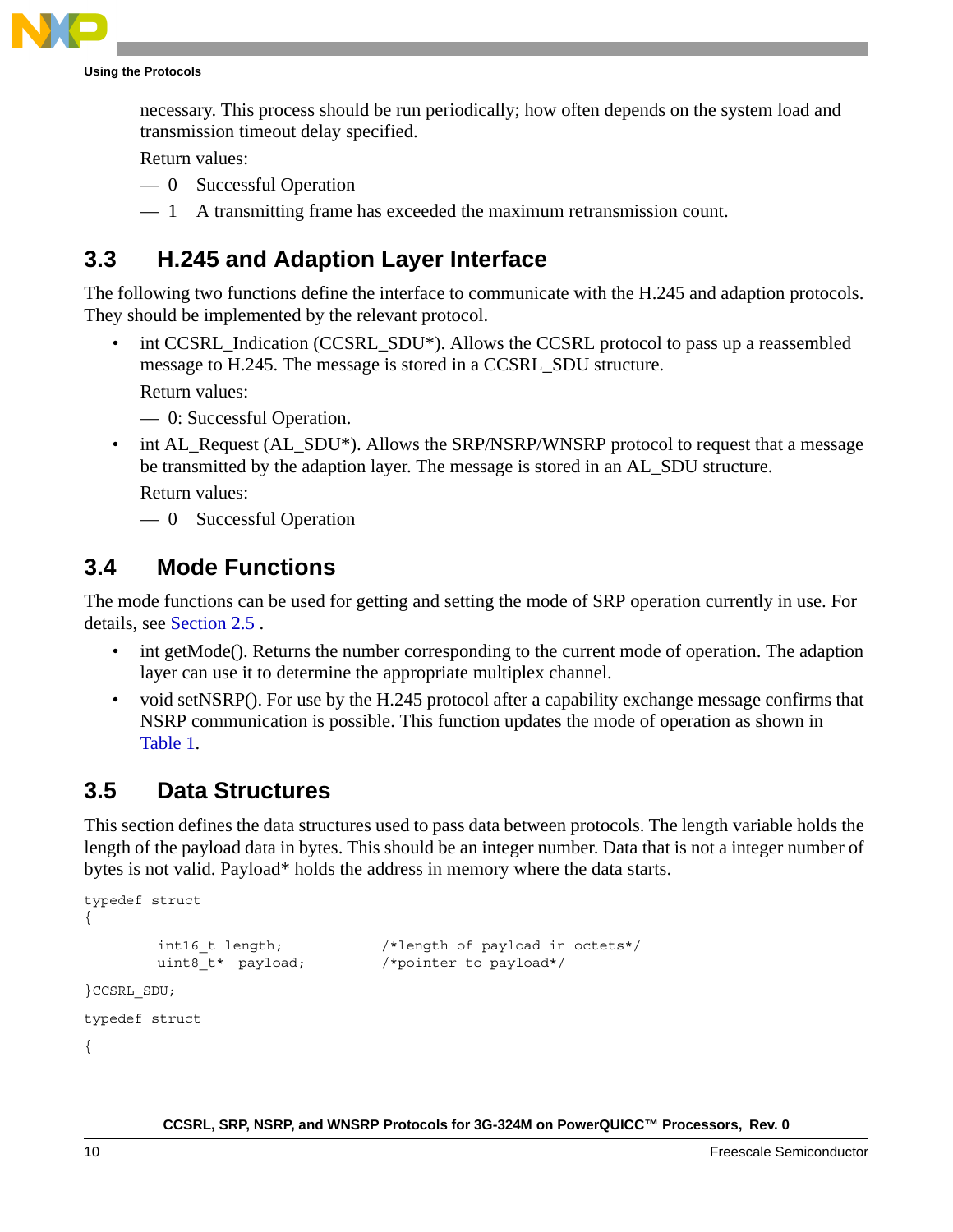necessary. This process should be run periodically; how often depends on the system load and transmission timeout delay specified.

Return values:

- — 0 Successful Operation
- — 1 A transmitting frame has exceeded the maximum retransmission count.

## 3.3 H.245 and Adaption Layer Interface

The following two functions define the interface to communicate with the H.245 and adaption protocols. They should be implemented by the relevant protocol.

- int CCSRL_Indication (CCSRL_SDU*). Allows the CCSRL protocol to pass up a reassembled message to H.245. The message is stored in a CCSRL_SDU structure.

  Return values:

  - — 0: Successful Operation.

- int AL_Request (AL_SDU*). Allows the SRP/NSRP/WNSRP protocol to request that a message be transmitted by the adaption layer. The message is stored in an AL_SDU structure.

  Return values:

  - — 0 Successful Operation

## 3.4 Mode Functions

The mode functions can be used for getting and setting the mode of SRP operation currently in use. For details, see Section 2.5 .

- int getMode(). Returns the number corresponding to the current mode of operation. The adaption layer can use it to determine the appropriate multiplex channel.
- void setNSRP(). For use by the H.245 protocol after a capability exchange message confirms that NSRP communication is possible. This function updates the mode of operation as shown in Table 1.

## 3.5 Data Structures

This section defines the data structures used to pass data between protocols. The length variable holds the length of the payload data in bytes. This should be an integer number. Data that is not a integer number of bytes is not valid. Payload* holds the address in memory where the data starts.

```
typedef struct
{
        int16_t length;            /*length of payload in octets*/
        uint8_t*  payload;         /*pointer to payload*/
}CCSRL_SDU;
typedef struct
{
```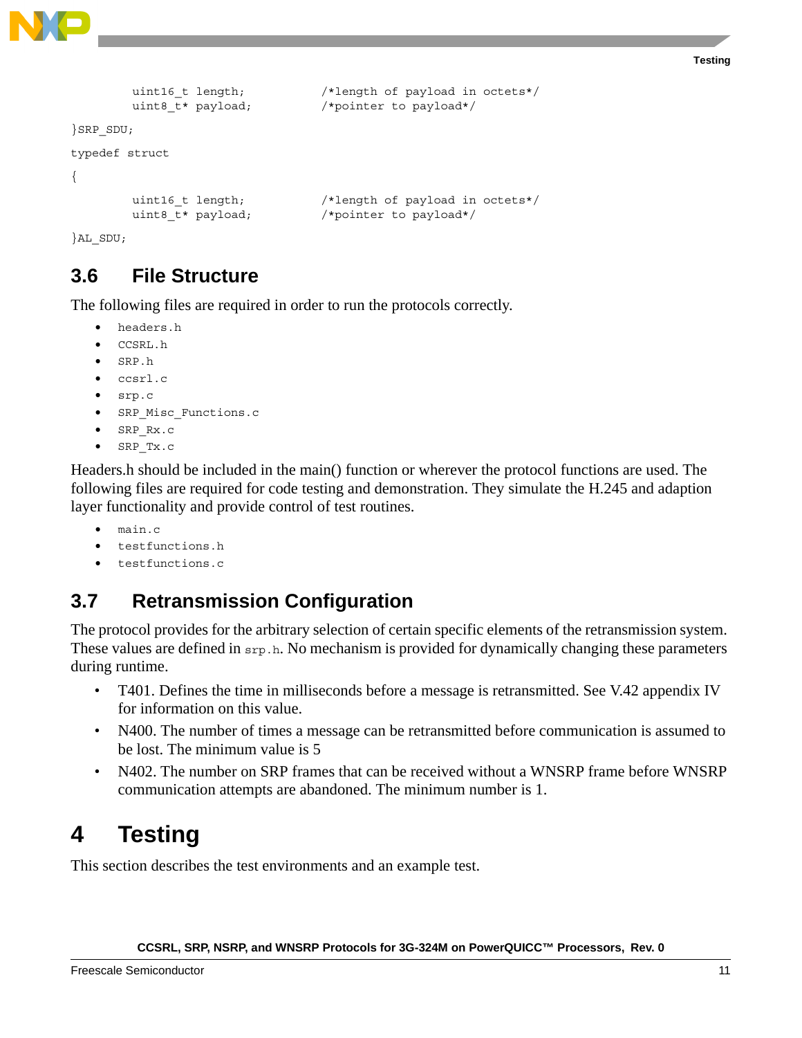```
        uint16_t length;            /*length of payload in octets*/
        uint8_t* payload;           /*pointer to payload*/
}SRP_SDU;
typedef struct
{
        uint16_t length;            /*length of payload in octets*/
        uint8_t* payload;           /*pointer to payload*/
}AL_SDU;
```

## 3.6 File Structure

The following files are required in order to run the protocols correctly.

- `headers.h`
- `CCSRL.h`
- `SRP.h`
- `ccsrl.c`
- `srp.c`
- `SRP_Misc_Functions.c`
- `SRP_Rx.c`
- `SRP_Tx.c`

Headers.h should be included in the main() function or wherever the protocol functions are used. The following files are required for code testing and demonstration. They simulate the H.245 and adaption layer functionality and provide control of test routines.

- `main.c`
- `testfunctions.h`
- `testfunctions.c`

## 3.7 Retransmission Configuration

The protocol provides for the arbitrary selection of certain specific elements of the retransmission system. These values are defined in `srp.h`. No mechanism is provided for dynamically changing these parameters during runtime.

- T401. Defines the time in milliseconds before a message is retransmitted. See V.42 appendix IV for information on this value.
- N400. The number of times a message can be retransmitted before communication is assumed to be lost. The minimum value is 5
- N402. The number on SRP frames that can be received without a WNSRP frame before WNSRP communication attempts are abandoned. The minimum number is 1.

# 4 Testing

This section describes the test environments and an example test.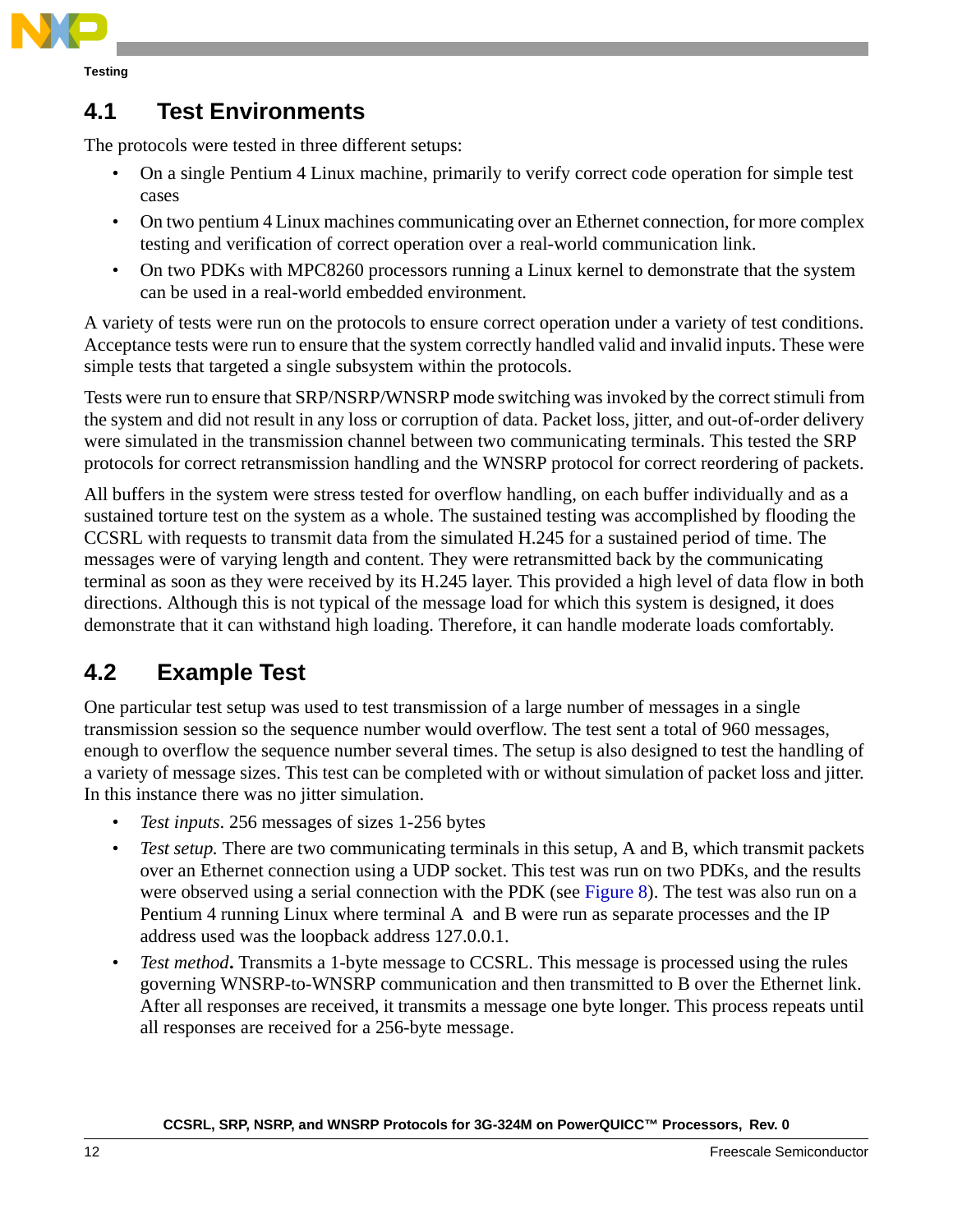## 4.1 Test Environments

The protocols were tested in three different setups:

- On a single Pentium 4 Linux machine, primarily to verify correct code operation for simple test cases
- On two pentium 4 Linux machines communicating over an Ethernet connection, for more complex testing and verification of correct operation over a real-world communication link.
- On two PDKs with MPC8260 processors running a Linux kernel to demonstrate that the system can be used in a real-world embedded environment.

A variety of tests were run on the protocols to ensure correct operation under a variety of test conditions. Acceptance tests were run to ensure that the system correctly handled valid and invalid inputs. These were simple tests that targeted a single subsystem within the protocols.

Tests were run to ensure that SRP/NSRP/WNSRP mode switching was invoked by the correct stimuli from the system and did not result in any loss or corruption of data. Packet loss, jitter, and out-of-order delivery were simulated in the transmission channel between two communicating terminals. This tested the SRP protocols for correct retransmission handling and the WNSRP protocol for correct reordering of packets.

All buffers in the system were stress tested for overflow handling, on each buffer individually and as a sustained torture test on the system as a whole. The sustained testing was accomplished by flooding the CCSRL with requests to transmit data from the simulated H.245 for a sustained period of time. The messages were of varying length and content. They were retransmitted back by the communicating terminal as soon as they were received by its H.245 layer. This provided a high level of data flow in both directions. Although this is not typical of the message load for which this system is designed, it does demonstrate that it can withstand high loading. Therefore, it can handle moderate loads comfortably.

## 4.2 Example Test

One particular test setup was used to test transmission of a large number of messages in a single transmission session so the sequence number would overflow. The test sent a total of 960 messages, enough to overflow the sequence number several times. The setup is also designed to test the handling of a variety of message sizes. This test can be completed with or without simulation of packet loss and jitter. In this instance there was no jitter simulation.

- *Test inputs*. 256 messages of sizes 1-256 bytes
- *Test setup.* There are two communicating terminals in this setup, A and B, which transmit packets over an Ethernet connection using a UDP socket. This test was run on two PDKs, and the results were observed using a serial connection with the PDK (see Figure 8). The test was also run on a Pentium 4 running Linux where terminal A and B were run as separate processes and the IP address used was the loopback address 127.0.0.1.
- *Test method***.** Transmits a 1-byte message to CCSRL. This message is processed using the rules governing WNSRP-to-WNSRP communication and then transmitted to B over the Ethernet link. After all responses are received, it transmits a message one byte longer. This process repeats until all responses are received for a 256-byte message.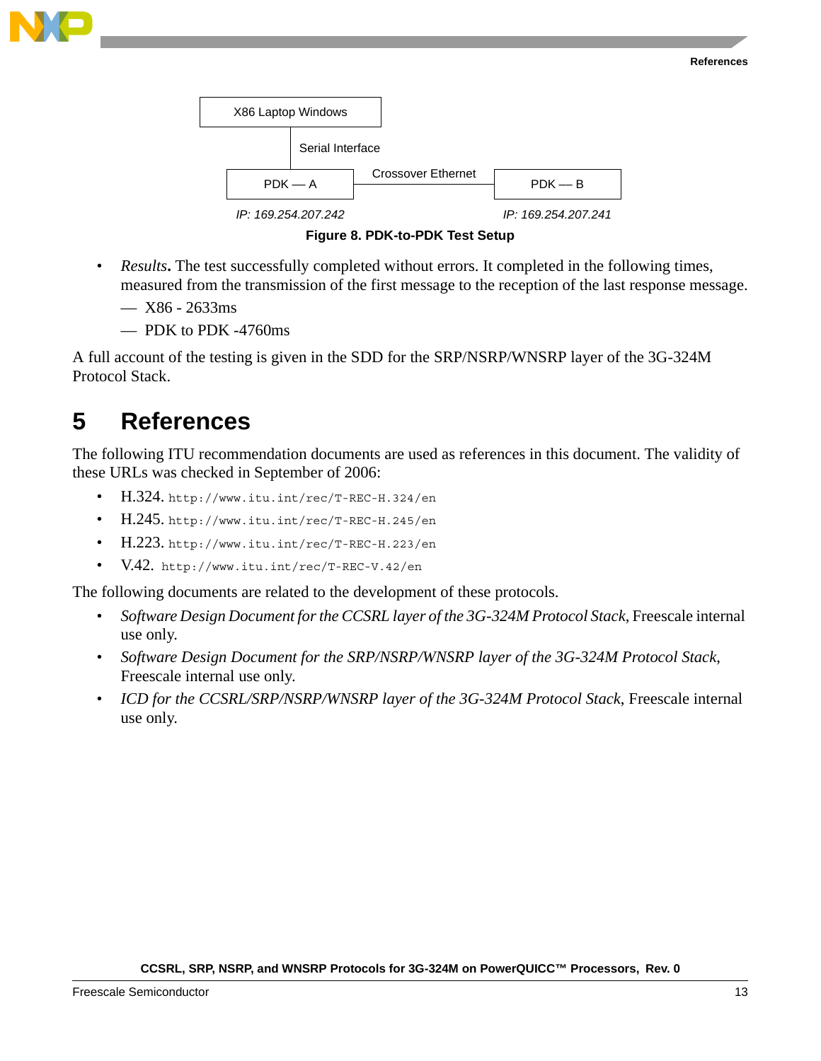X86 Laptop Windows

Serial Interface

PDK — A | Crossover Ethernet | PDK — B

IP: 169.254.207.242 | IP: 169.254.207.241

**Figure 8. PDK-to-PDK Test Setup**

- *Results***.** The test successfully completed without errors. It completed in the following times, measured from the transmission of the first message to the reception of the last response message.
  - — X86 - 2633ms
  - — PDK to PDK -4760ms

A full account of the testing is given in the SDD for the SRP/NSRP/WNSRP layer of the 3G-324M Protocol Stack.

# 5 References

The following ITU recommendation documents are used as references in this document. The validity of these URLs was checked in September of 2006:

- H.324. `http://www.itu.int/rec/T-REC-H.324/en`
- H.245. `http://www.itu.int/rec/T-REC-H.245/en`
- H.223. `http://www.itu.int/rec/T-REC-H.223/en`
- V.42. `http://www.itu.int/rec/T-REC-V.42/en`

The following documents are related to the development of these protocols.

- *Software Design Document for the CCSRL layer of the 3G-324M Protocol Stack*, Freescale internal use only.
- *Software Design Document for the SRP/NSRP/WNSRP layer of the 3G-324M Protocol Stack*, Freescale internal use only.
- *ICD for the CCSRL/SRP/NSRP/WNSRP layer of the 3G-324M Protocol Stack*, Freescale internal use only.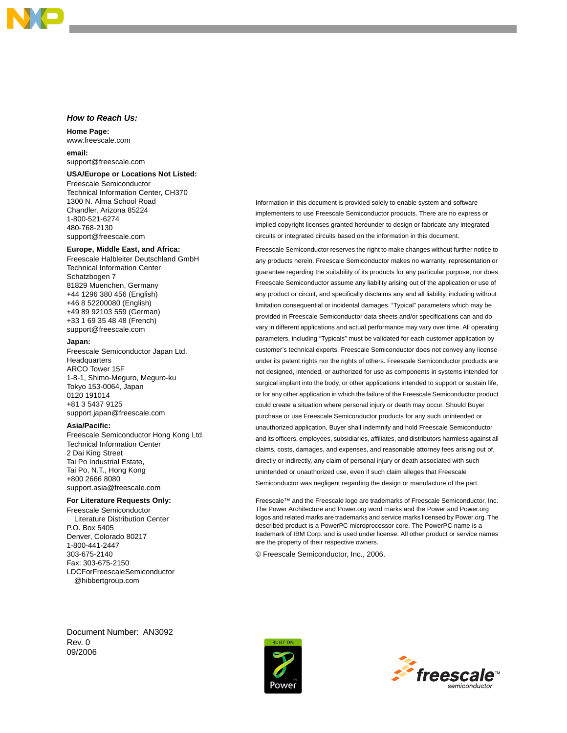***How to Reach Us:***

**Home Page:**
www.freescale.com

**email:**
support@freescale.com

**USA/Europe or Locations Not Listed:**
Freescale Semiconductor
Technical Information Center, CH370
1300 N. Alma School Road
Chandler, Arizona 85224
1-800-521-6274
480-768-2130
support@freescale.com

**Europe, Middle East, and Africa:**
Freescale Halbleiter Deutschland GmbH
Technical Information Center
Schatzbogen 7
81829 Muenchen, Germany
+44 1296 380 456 (English)
+46 8 52200080 (English)
+49 89 92103 559 (German)
+33 1 69 35 48 48 (French)
support@freescale.com

**Japan:**
Freescale Semiconductor Japan Ltd.
Headquarters
ARCO Tower 15F
1-8-1, Shimo-Meguro, Meguro-ku
Tokyo 153-0064, Japan
0120 191014
+81 3 5437 9125
support.japan@freescale.com

**Asia/Pacific:**
Freescale Semiconductor Hong Kong Ltd.
Technical Information Center
2 Dai King Street
Tai Po Industrial Estate,
Tai Po, N.T., Hong Kong
+800 2666 8080
support.asia@freescale.com

**For Literature Requests Only:**
Freescale Semiconductor
Literature Distribution Center
P.O. Box 5405
Denver, Colorado 80217
1-800-441-2447
303-675-2140
Fax: 303-675-2150
LDCForFreescaleSemiconductor
@hibbertgroup.com

Information in this document is provided solely to enable system and software implementers to use Freescale Semiconductor products. There are no express or implied copyright licenses granted hereunder to design or fabricate any integrated circuits or integrated circuits based on the information in this document.

Freescale Semiconductor reserves the right to make changes without further notice to any products herein. Freescale Semiconductor makes no warranty, representation or guarantee regarding the suitability of its products for any particular purpose, nor does Freescale Semiconductor assume any liability arising out of the application or use of any product or circuit, and specifically disclaims any and all liability, including without limitation consequential or incidental damages. "Typical" parameters which may be provided in Freescale Semiconductor data sheets and/or specifications can and do vary in different applications and actual performance may vary over time. All operating parameters, including "Typicals" must be validated for each customer application by customer's technical experts. Freescale Semiconductor does not convey any license under its patent rights nor the rights of others. Freescale Semiconductor products are not designed, intended, or authorized for use as components in systems intended for surgical implant into the body, or other applications intended to support or sustain life, or for any other application in which the failure of the Freescale Semiconductor product could create a situation where personal injury or death may occur. Should Buyer purchase or use Freescale Semiconductor products for any such unintended or unauthorized application, Buyer shall indemnify and hold Freescale Semiconductor and its officers, employees, subsidiaries, affiliates, and distributors harmless against all claims, costs, damages, and expenses, and reasonable attorney fees arising out of, directly or indirectly, any claim of personal injury or death associated with such unintended or unauthorized use, even if such claim alleges that Freescale Semiconductor was negligent regarding the design or manufacture of the part.

Freescale™ and the Freescale logo are trademarks of Freescale Semiconductor, Inc. The Power Architecture and Power.org word marks and the Power and Power.org logos and related marks are trademarks and service marks licensed by Power.org. The described product is a PowerPC microprocessor core. The PowerPC name is a trademark of IBM Corp. and is used under license. All other product or service names are the property of their respective owners.

© Freescale Semiconductor, Inc., 2006.

Document Number: AN3092
Rev. 0
09/2006